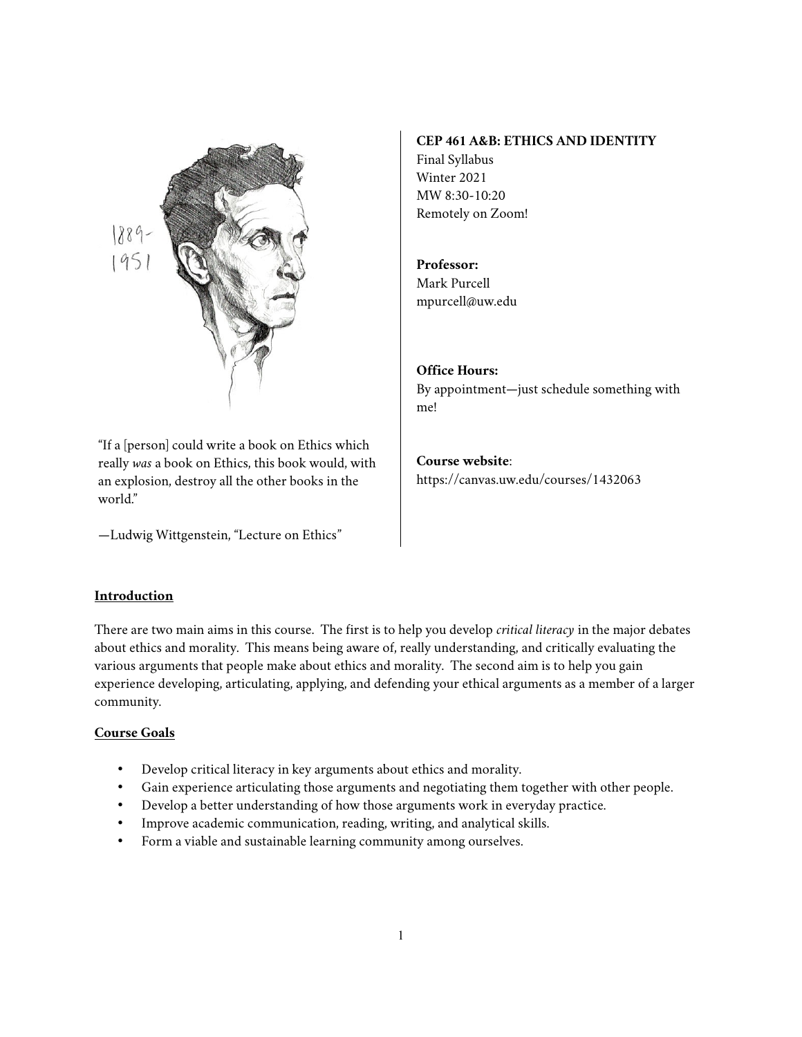**CEP 461 A&B: ETHICS AND IDENTITY**
Final Syllabus
Winter 2021
MW 8:30-10:20
Remotely on Zoom!

**Professor:**
Mark Purcell
mpurcell@uw.edu

**Office Hours:**
By appointment—just schedule something with me!

**Course website**:
https://canvas.uw.edu/courses/1432063

"If a [person] could write a book on Ethics which really *was* a book on Ethics, this book would, with an explosion, destroy all the other books in the world."

—Ludwig Wittgenstein, "Lecture on Ethics"

## Introduction

There are two main aims in this course. The first is to help you develop *critical literacy* in the major debates about ethics and morality. This means being aware of, really understanding, and critically evaluating the various arguments that people make about ethics and morality. The second aim is to help you gain experience developing, articulating, applying, and defending your ethical arguments as a member of a larger community.

## Course Goals

- Develop critical literacy in key arguments about ethics and morality.
- Gain experience articulating those arguments and negotiating them together with other people.
- Develop a better understanding of how those arguments work in everyday practice.
- Improve academic communication, reading, writing, and analytical skills.
- Form a viable and sustainable learning community among ourselves.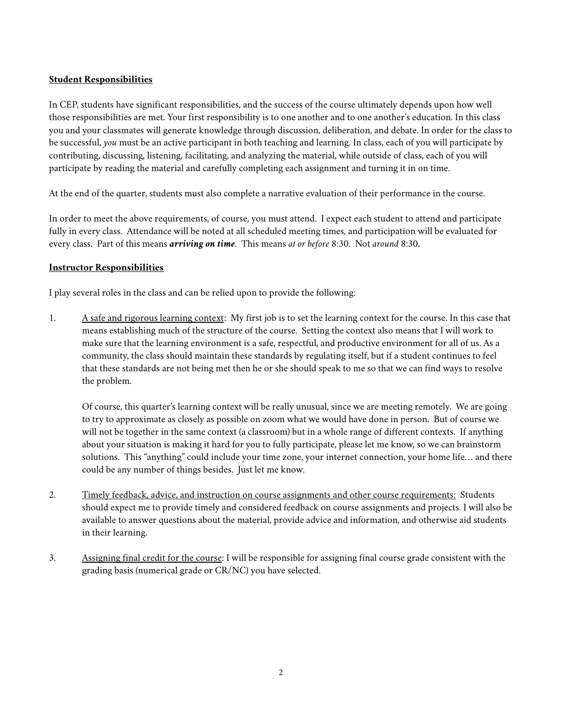## **Student Responsibilities**

In CEP, students have significant responsibilities, and the success of the course ultimately depends upon how well those responsibilities are met. Your first responsibility is to one another and to one another's education. In this class you and your classmates will generate knowledge through discussion, deliberation, and debate. In order for the class to be successful, *you* must be an active participant in both teaching and learning. In class, each of you will participate by contributing, discussing, listening, facilitating, and analyzing the material, while outside of class, each of you will participate by reading the material and carefully completing each assignment and turning it in on time.

At the end of the quarter, students must also complete a narrative evaluation of their performance in the course.

In order to meet the above requirements, of course, you must attend. I expect each student to attend and participate fully in every class. Attendance will be noted at all scheduled meeting times, and participation will be evaluated for every class. Part of this means ***arriving on time***. This means *at or before* 8:30. Not *around* 8:30.

## **Instructor Responsibilities**

I play several roles in the class and can be relied upon to provide the following:

1. A safe and rigorous learning context: My first job is to set the learning context for the course. In this case that means establishing much of the structure of the course. Setting the context also means that I will work to make sure that the learning environment is a safe, respectful, and productive environment for all of us. As a community, the class should maintain these standards by regulating itself, but if a student continues to feel that these standards are not being met then he or she should speak to me so that we can find ways to resolve the problem.

   Of course, this quarter's learning context will be really unusual, since we are meeting remotely. We are going to try to approximate as closely as possible on zoom what we would have done in person. But of course we will not be together in the same context (a classroom) but in a whole range of different contexts. If anything about your situation is making it hard for you to fully participate, please let me know, so we can brainstorm solutions. This "anything" could include your time zone, your internet connection, your home life… and there could be any number of things besides. Just let me know.

2. Timely feedback, advice, and instruction on course assignments and other course requirements: Students should expect me to provide timely and considered feedback on course assignments and projects. I will also be available to answer questions about the material, provide advice and information, and otherwise aid students in their learning.

3. Assigning final credit for the course: I will be responsible for assigning final course grade consistent with the grading basis (numerical grade or CR/NC) you have selected.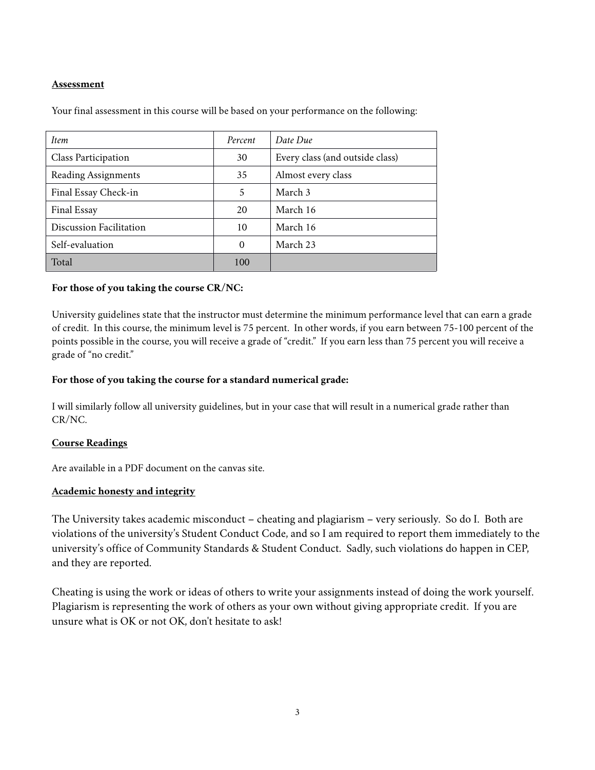**Assessment**

Your final assessment in this course will be based on your performance on the following:

| *Item* | *Percent* | *Date Due* |
|---|---|---|
| Class Participation | 30 | Every class (and outside class) |
| Reading Assignments | 35 | Almost every class |
| Final Essay Check-in | 5 | March 3 |
| Final Essay | 20 | March 16 |
| Discussion Facilitation | 10 | March 16 |
| Self-evaluation | 0 | March 23 |
| Total | 100 | |

**For those of you taking the course CR/NC:**

University guidelines state that the instructor must determine the minimum performance level that can earn a grade of credit. In this course, the minimum level is 75 percent. In other words, if you earn between 75-100 percent of the points possible in the course, you will receive a grade of "credit." If you earn less than 75 percent you will receive a grade of "no credit."

**For those of you taking the course for a standard numerical grade:**

I will similarly follow all university guidelines, but in your case that will result in a numerical grade rather than CR/NC.

**Course Readings**

Are available in a PDF document on the canvas site.

**Academic honesty and integrity**

The University takes academic misconduct – cheating and plagiarism – very seriously. So do I. Both are violations of the university's Student Conduct Code, and so I am required to report them immediately to the university's office of Community Standards & Student Conduct. Sadly, such violations do happen in CEP, and they are reported.

Cheating is using the work or ideas of others to write your assignments instead of doing the work yourself. Plagiarism is representing the work of others as your own without giving appropriate credit. If you are unsure what is OK or not OK, don't hesitate to ask!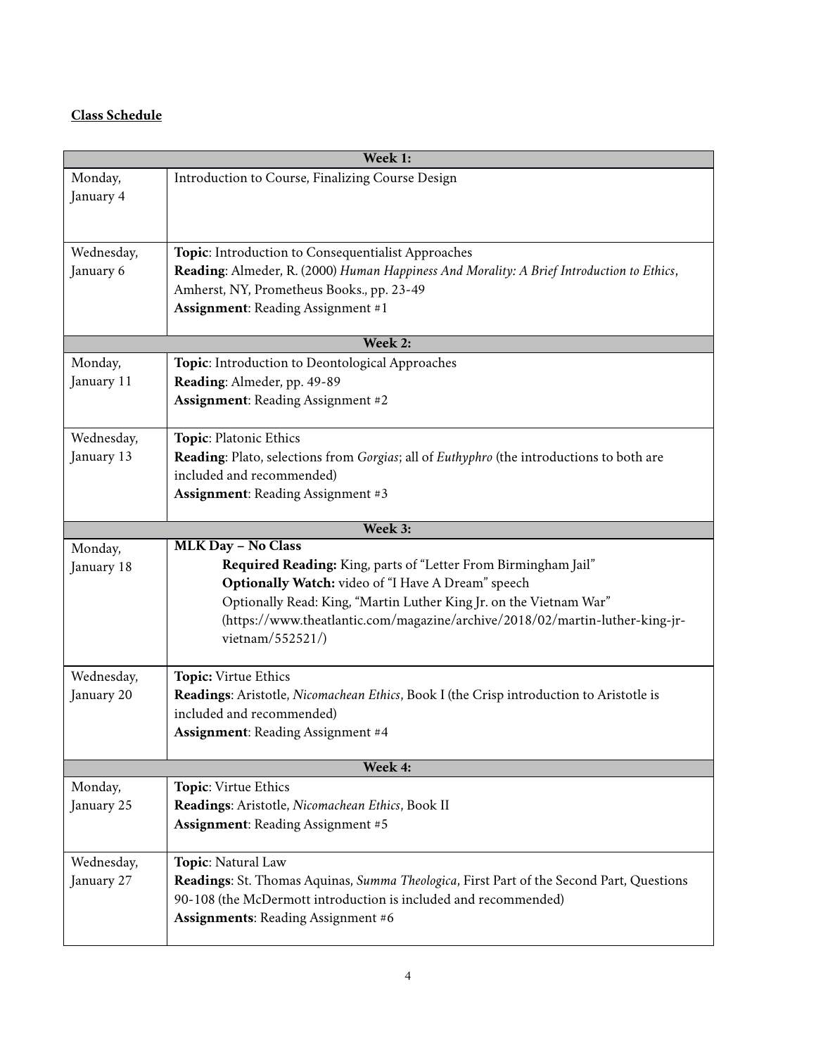**Class Schedule**

| Week 1: | |
|---|---|
| Monday, January 4 | Introduction to Course, Finalizing Course Design |
| Wednesday, January 6 | **Topic**: Introduction to Consequentialist Approaches<br>**Reading**: Almeder, R. (2000) *Human Happiness And Morality: A Brief Introduction to Ethics*, Amherst, NY, Prometheus Books., pp. 23-49<br>**Assignment**: Reading Assignment #1 |
| **Week 2:** | |
| Monday, January 11 | **Topic**: Introduction to Deontological Approaches<br>**Reading**: Almeder, pp. 49-89<br>**Assignment**: Reading Assignment #2 |
| Wednesday, January 13 | **Topic**: Platonic Ethics<br>**Reading**: Plato, selections from *Gorgias*; all of *Euthyphro* (the introductions to both are included and recommended)<br>**Assignment**: Reading Assignment #3 |
| **Week 3:** | |
| Monday, January 18 | **MLK Day – No Class**<br>**Required Reading:** King, parts of "Letter From Birmingham Jail"<br>**Optionally Watch:** video of "I Have A Dream" speech<br>Optionally Read: King, "Martin Luther King Jr. on the Vietnam War" (https://www.theatlantic.com/magazine/archive/2018/02/martin-luther-king-jr-vietnam/552521/) |
| Wednesday, January 20 | **Topic:** Virtue Ethics<br>**Readings**: Aristotle, *Nicomachean Ethics*, Book I (the Crisp introduction to Aristotle is included and recommended)<br>**Assignment**: Reading Assignment #4 |
| **Week 4:** | |
| Monday, January 25 | **Topic**: Virtue Ethics<br>**Readings**: Aristotle, *Nicomachean Ethics*, Book II<br>**Assignment**: Reading Assignment #5 |
| Wednesday, January 27 | **Topic**: Natural Law<br>**Readings**: St. Thomas Aquinas, *Summa Theologica*, First Part of the Second Part, Questions 90-108 (the McDermott introduction is included and recommended)<br>**Assignments**: Reading Assignment #6 |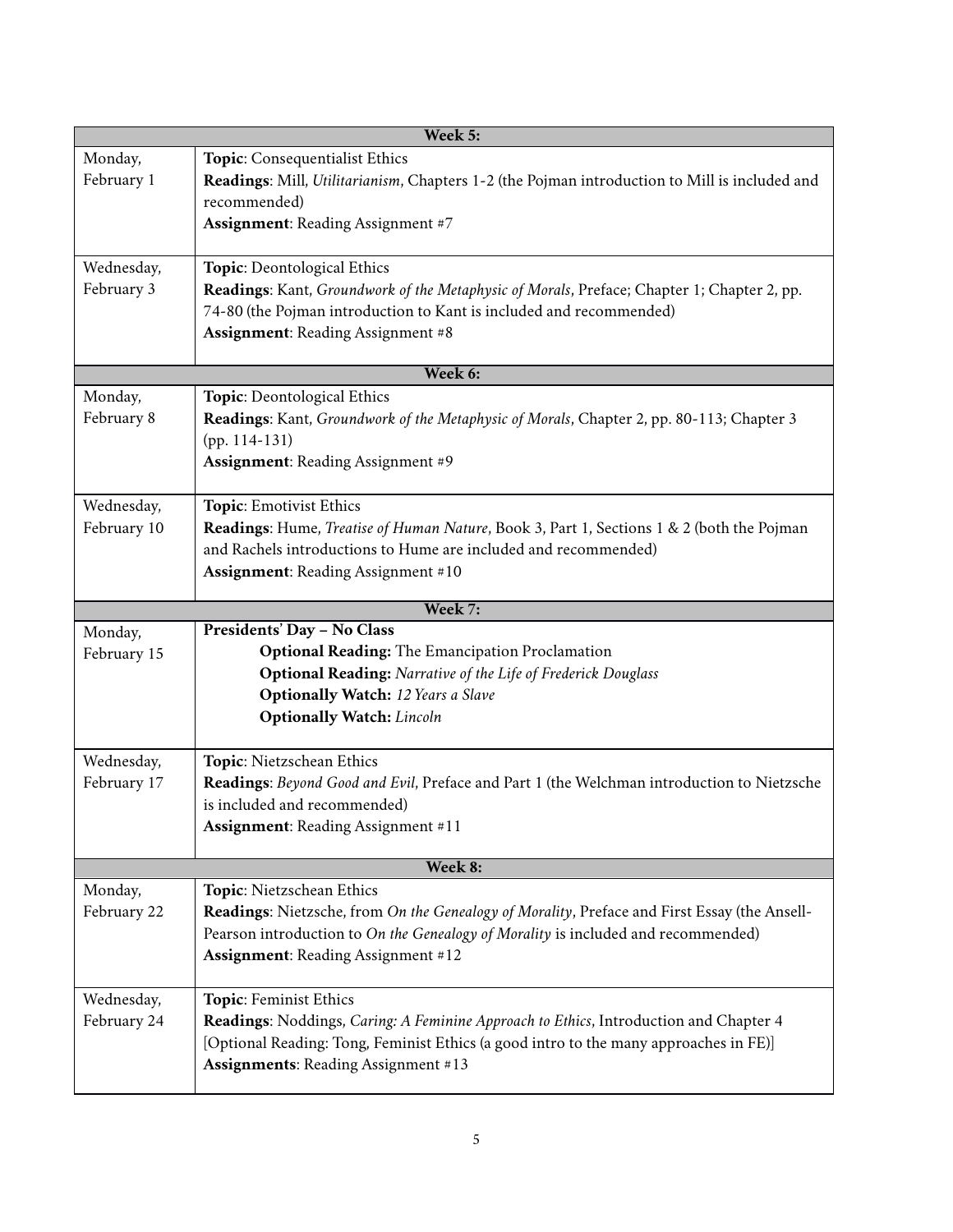| Week 5: | |
|---|---|
| Monday, February 1 | **Topic**: Consequentialist Ethics<br>**Readings**: Mill, *Utilitarianism*, Chapters 1-2 (the Pojman introduction to Mill is included and recommended)<br>**Assignment**: Reading Assignment #7 |
| Wednesday, February 3 | **Topic**: Deontological Ethics<br>**Readings**: Kant, *Groundwork of the Metaphysic of Morals*, Preface; Chapter 1; Chapter 2, pp. 74-80 (the Pojman introduction to Kant is included and recommended)<br>**Assignment**: Reading Assignment #8 |
| **Week 6:** | |
| Monday, February 8 | **Topic**: Deontological Ethics<br>**Readings**: Kant, *Groundwork of the Metaphysic of Morals*, Chapter 2, pp. 80-113; Chapter 3 (pp. 114-131)<br>**Assignment**: Reading Assignment #9 |
| Wednesday, February 10 | **Topic**: Emotivist Ethics<br>**Readings**: Hume, *Treatise of Human Nature*, Book 3, Part 1, Sections 1 & 2 (both the Pojman and Rachels introductions to Hume are included and recommended)<br>**Assignment**: Reading Assignment #10 |
| **Week 7:** | |
| Monday, February 15 | **Presidents' Day – No Class**<br>**Optional Reading:** The Emancipation Proclamation<br>**Optional Reading:** *Narrative of the Life of Frederick Douglass*<br>**Optionally Watch:** *12 Years a Slave*<br>**Optionally Watch:** *Lincoln* |
| Wednesday, February 17 | **Topic**: Nietzschean Ethics<br>**Readings**: *Beyond Good and Evil*, Preface and Part 1 (the Welchman introduction to Nietzsche is included and recommended)<br>**Assignment**: Reading Assignment #11 |
| **Week 8:** | |
| Monday, February 22 | **Topic**: Nietzschean Ethics<br>**Readings**: Nietzsche, from *On the Genealogy of Morality*, Preface and First Essay (the Ansell-Pearson introduction to *On the Genealogy of Morality* is included and recommended)<br>**Assignment**: Reading Assignment #12 |
| Wednesday, February 24 | **Topic**: Feminist Ethics<br>**Readings**: Noddings, *Caring: A Feminine Approach to Ethics*, Introduction and Chapter 4<br>[Optional Reading: Tong, Feminist Ethics (a good intro to the many approaches in FE)]<br>**Assignments**: Reading Assignment #13 |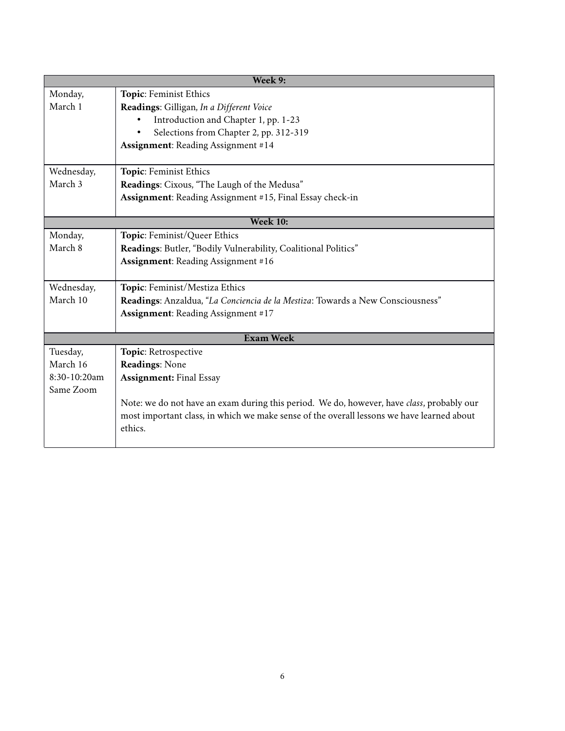| Week 9: | |
|---|---|
| Monday, March 1 | **Topic**: Feminist Ethics<br>**Readings**: Gilligan, *In a Different Voice*<br>• Introduction and Chapter 1, pp. 1-23<br>• Selections from Chapter 2, pp. 312-319<br>**Assignment**: Reading Assignment #14 |
| Wednesday, March 3 | **Topic**: Feminist Ethics<br>**Readings**: Cixous, "The Laugh of the Medusa"<br>**Assignment**: Reading Assignment #15, Final Essay check-in |
| **Week 10:** | |
| Monday, March 8 | **Topic**: Feminist/Queer Ethics<br>**Readings**: Butler, "Bodily Vulnerability, Coalitional Politics"<br>**Assignment**: Reading Assignment #16 |
| Wednesday, March 10 | **Topic**: Feminist/Mestiza Ethics<br>**Readings**: Anzaldua, "*La Conciencia de la Mestiza*: Towards a New Consciousness"<br>**Assignment**: Reading Assignment #17 |
| **Exam Week** | |
| Tuesday, March 16 8:30-10:20am Same Zoom | **Topic**: Retrospective<br>**Readings**: None<br>**Assignment:** Final Essay<br><br>Note: we do not have an exam during this period. We do, however, have *class*, probably our most important class, in which we make sense of the overall lessons we have learned about ethics. |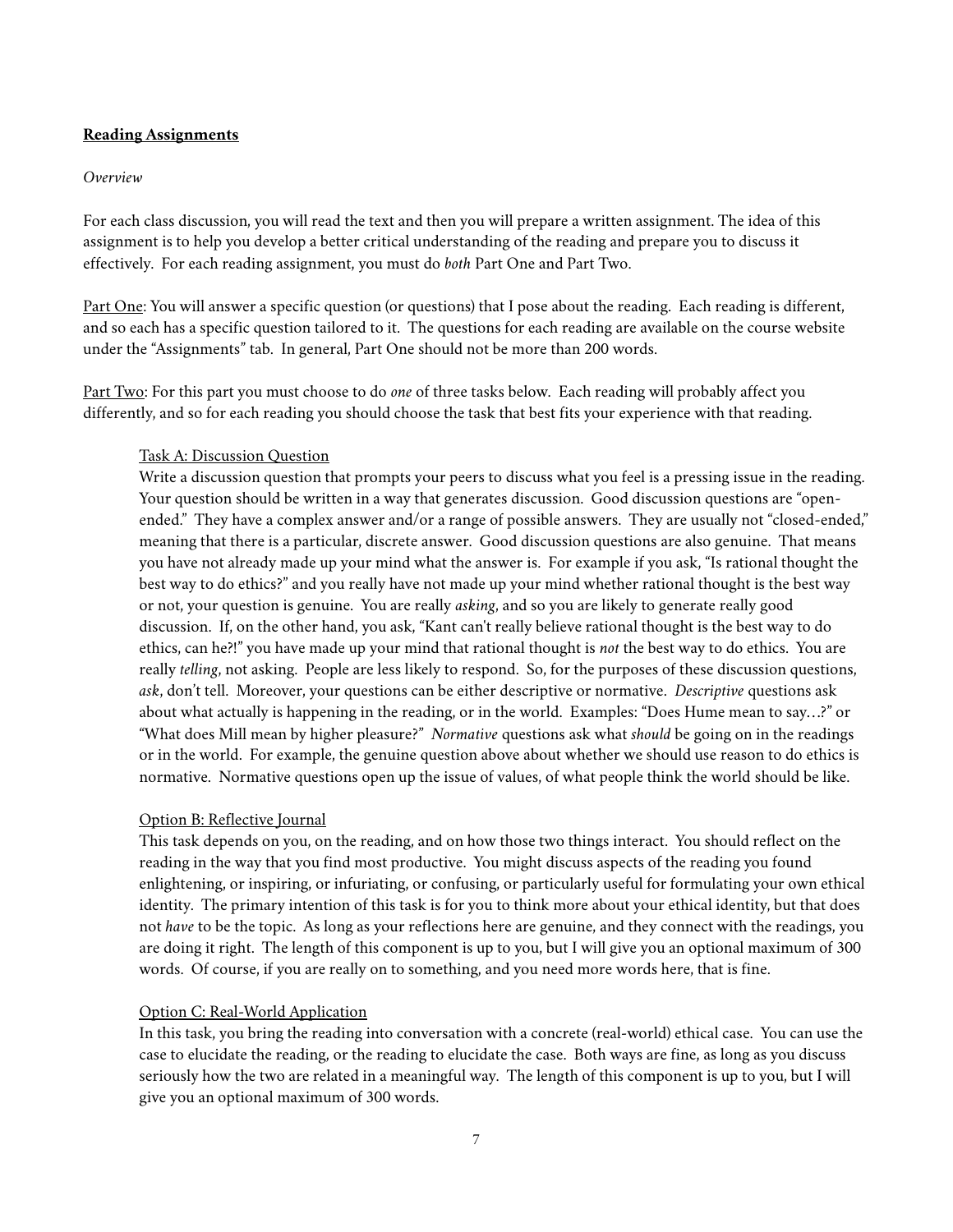**Reading Assignments**

*Overview*

For each class discussion, you will read the text and then you will prepare a written assignment. The idea of this assignment is to help you develop a better critical understanding of the reading and prepare you to discuss it effectively. For each reading assignment, you must do *both* Part One and Part Two.

<u>Part One</u>: You will answer a specific question (or questions) that I pose about the reading. Each reading is different, and so each has a specific question tailored to it. The questions for each reading are available on the course website under the "Assignments" tab. In general, Part One should not be more than 200 words.

<u>Part Two</u>: For this part you must choose to do *one* of three tasks below. Each reading will probably affect you differently, and so for each reading you should choose the task that best fits your experience with that reading.

<u>Task A: Discussion Question</u>

Write a discussion question that prompts your peers to discuss what you feel is a pressing issue in the reading. Your question should be written in a way that generates discussion. Good discussion questions are "open-ended." They have a complex answer and/or a range of possible answers. They are usually not "closed-ended," meaning that there is a particular, discrete answer. Good discussion questions are also genuine. That means you have not already made up your mind what the answer is. For example if you ask, "Is rational thought the best way to do ethics?" and you really have not made up your mind whether rational thought is the best way or not, your question is genuine. You are really *asking*, and so you are likely to generate really good discussion. If, on the other hand, you ask, "Kant can't really believe rational thought is the best way to do ethics, can he?!" you have made up your mind that rational thought is *not* the best way to do ethics. You are really *telling*, not asking. People are less likely to respond. So, for the purposes of these discussion questions, *ask*, don't tell. Moreover, your questions can be either descriptive or normative. *Descriptive* questions ask about what actually is happening in the reading, or in the world. Examples: "Does Hume mean to say…?" or "What does Mill mean by higher pleasure?" *Normative* questions ask what *should* be going on in the readings or in the world. For example, the genuine question above about whether we should use reason to do ethics is normative. Normative questions open up the issue of values, of what people think the world should be like.

<u>Option B: Reflective Journal</u>

This task depends on you, on the reading, and on how those two things interact. You should reflect on the reading in the way that you find most productive. You might discuss aspects of the reading you found enlightening, or inspiring, or infuriating, or confusing, or particularly useful for formulating your own ethical identity. The primary intention of this task is for you to think more about your ethical identity, but that does not *have* to be the topic. As long as your reflections here are genuine, and they connect with the readings, you are doing it right. The length of this component is up to you, but I will give you an optional maximum of 300 words. Of course, if you are really on to something, and you need more words here, that is fine.

<u>Option C: Real-World Application</u>

In this task, you bring the reading into conversation with a concrete (real-world) ethical case. You can use the case to elucidate the reading, or the reading to elucidate the case. Both ways are fine, as long as you discuss seriously how the two are related in a meaningful way. The length of this component is up to you, but I will give you an optional maximum of 300 words.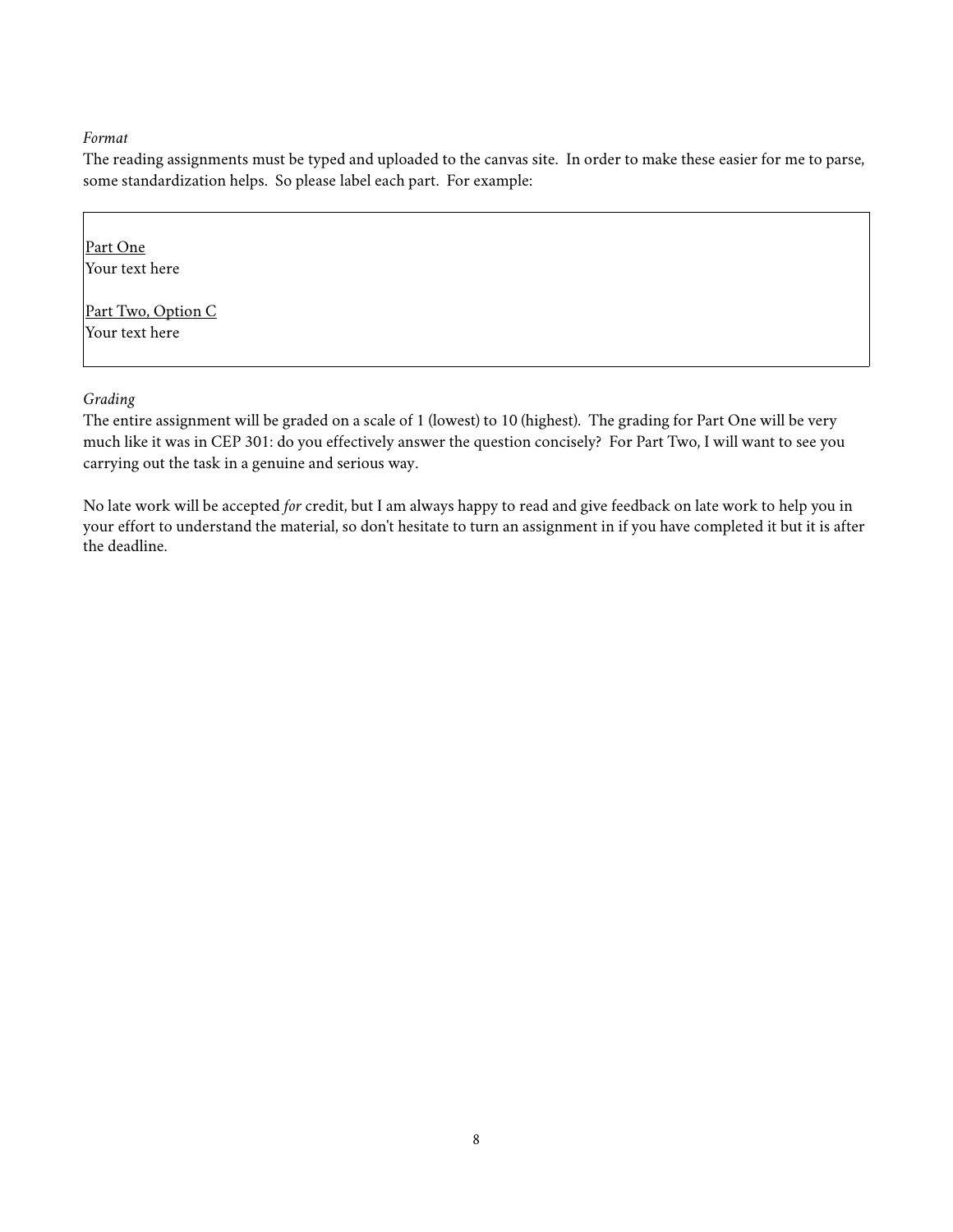*Format*

The reading assignments must be typed and uploaded to the canvas site. In order to make these easier for me to parse, some standardization helps. So please label each part. For example:

<u>Part One</u>
Your text here

<u>Part Two, Option C</u>
Your text here

*Grading*

The entire assignment will be graded on a scale of 1 (lowest) to 10 (highest). The grading for Part One will be very much like it was in CEP 301: do you effectively answer the question concisely? For Part Two, I will want to see you carrying out the task in a genuine and serious way.

No late work will be accepted *for* credit, but I am always happy to read and give feedback on late work to help you in your effort to understand the material, so don't hesitate to turn an assignment in if you have completed it but it is after the deadline.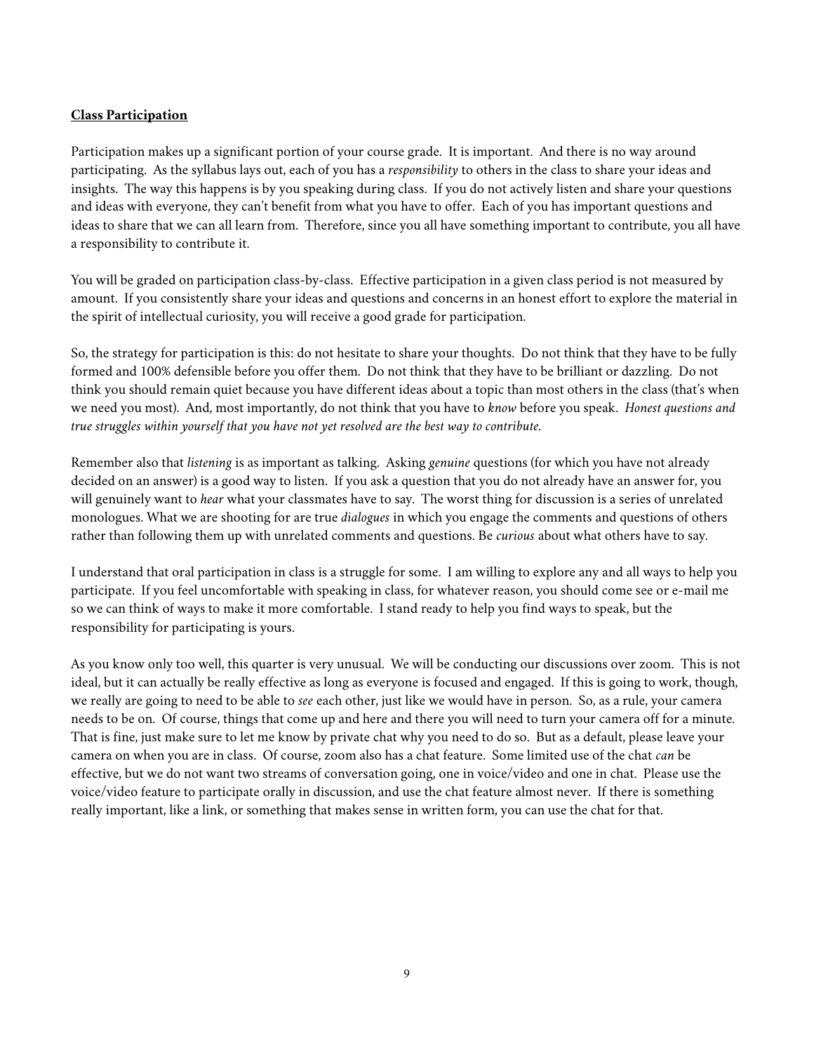**Class Participation**

Participation makes up a significant portion of your course grade. It is important. And there is no way around participating. As the syllabus lays out, each of you has a *responsibility* to others in the class to share your ideas and insights. The way this happens is by you speaking during class. If you do not actively listen and share your questions and ideas with everyone, they can't benefit from what you have to offer. Each of you has important questions and ideas to share that we can all learn from. Therefore, since you all have something important to contribute, you all have a responsibility to contribute it.

You will be graded on participation class-by-class. Effective participation in a given class period is not measured by amount. If you consistently share your ideas and questions and concerns in an honest effort to explore the material in the spirit of intellectual curiosity, you will receive a good grade for participation.

So, the strategy for participation is this: do not hesitate to share your thoughts. Do not think that they have to be fully formed and 100% defensible before you offer them. Do not think that they have to be brilliant or dazzling. Do not think you should remain quiet because you have different ideas about a topic than most others in the class (that's when we need you most). And, most importantly, do not think that you have to *know* before you speak. *Honest questions and true struggles within yourself that you have not yet resolved are the best way to contribute.*

Remember also that *listening* is as important as talking. Asking *genuine* questions (for which you have not already decided on an answer) is a good way to listen. If you ask a question that you do not already have an answer for, you will genuinely want to *hear* what your classmates have to say. The worst thing for discussion is a series of unrelated monologues. What we are shooting for are true *dialogues* in which you engage the comments and questions of others rather than following them up with unrelated comments and questions. Be *curious* about what others have to say.

I understand that oral participation in class is a struggle for some. I am willing to explore any and all ways to help you participate. If you feel uncomfortable with speaking in class, for whatever reason, you should come see or e-mail me so we can think of ways to make it more comfortable. I stand ready to help you find ways to speak, but the responsibility for participating is yours.

As you know only too well, this quarter is very unusual. We will be conducting our discussions over zoom. This is not ideal, but it can actually be really effective as long as everyone is focused and engaged. If this is going to work, though, we really are going to need to be able to *see* each other, just like we would have in person. So, as a rule, your camera needs to be on. Of course, things that come up and here and there you will need to turn your camera off for a minute. That is fine, just make sure to let me know by private chat why you need to do so. But as a default, please leave your camera on when you are in class. Of course, zoom also has a chat feature. Some limited use of the chat *can* be effective, but we do not want two streams of conversation going, one in voice/video and one in chat. Please use the voice/video feature to participate orally in discussion, and use the chat feature almost never. If there is something really important, like a link, or something that makes sense in written form, you can use the chat for that.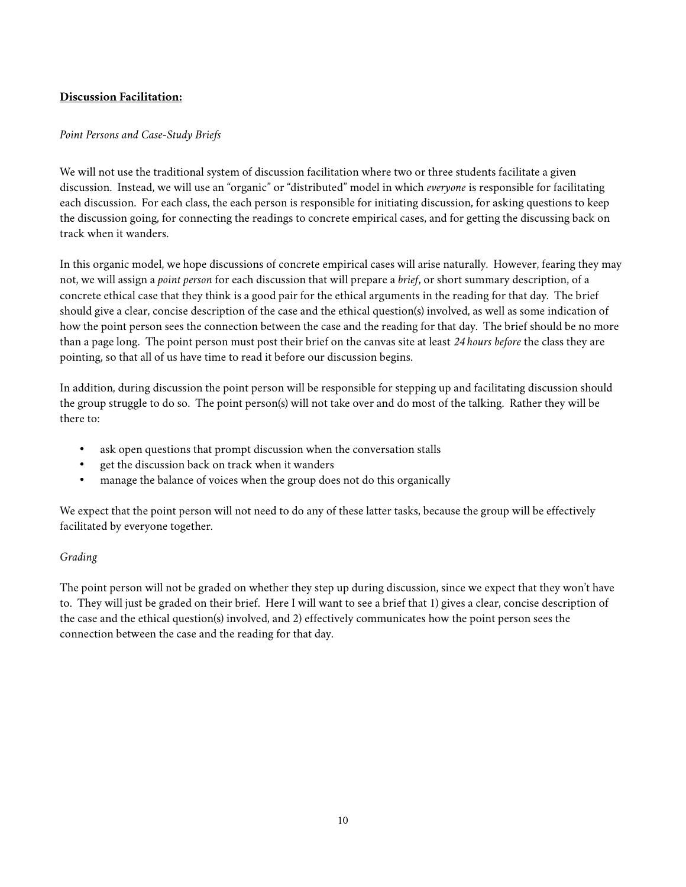**Discussion Facilitation:**

*Point Persons and Case-Study Briefs*

We will not use the traditional system of discussion facilitation where two or three students facilitate a given discussion. Instead, we will use an "organic" or "distributed" model in which *everyone* is responsible for facilitating each discussion. For each class, the each person is responsible for initiating discussion, for asking questions to keep the discussion going, for connecting the readings to concrete empirical cases, and for getting the discussing back on track when it wanders.

In this organic model, we hope discussions of concrete empirical cases will arise naturally. However, fearing they may not, we will assign a *point person* for each discussion that will prepare a *brief*, or short summary description, of a concrete ethical case that they think is a good pair for the ethical arguments in the reading for that day. The brief should give a clear, concise description of the case and the ethical question(s) involved, as well as some indication of how the point person sees the connection between the case and the reading for that day. The brief should be no more than a page long. The point person must post their brief on the canvas site at least *24 hours before* the class they are pointing, so that all of us have time to read it before our discussion begins.

In addition, during discussion the point person will be responsible for stepping up and facilitating discussion should the group struggle to do so. The point person(s) will not take over and do most of the talking. Rather they will be there to:

- ask open questions that prompt discussion when the conversation stalls
- get the discussion back on track when it wanders
- manage the balance of voices when the group does not do this organically

We expect that the point person will not need to do any of these latter tasks, because the group will be effectively facilitated by everyone together.

*Grading*

The point person will not be graded on whether they step up during discussion, since we expect that they won't have to. They will just be graded on their brief. Here I will want to see a brief that 1) gives a clear, concise description of the case and the ethical question(s) involved, and 2) effectively communicates how the point person sees the connection between the case and the reading for that day.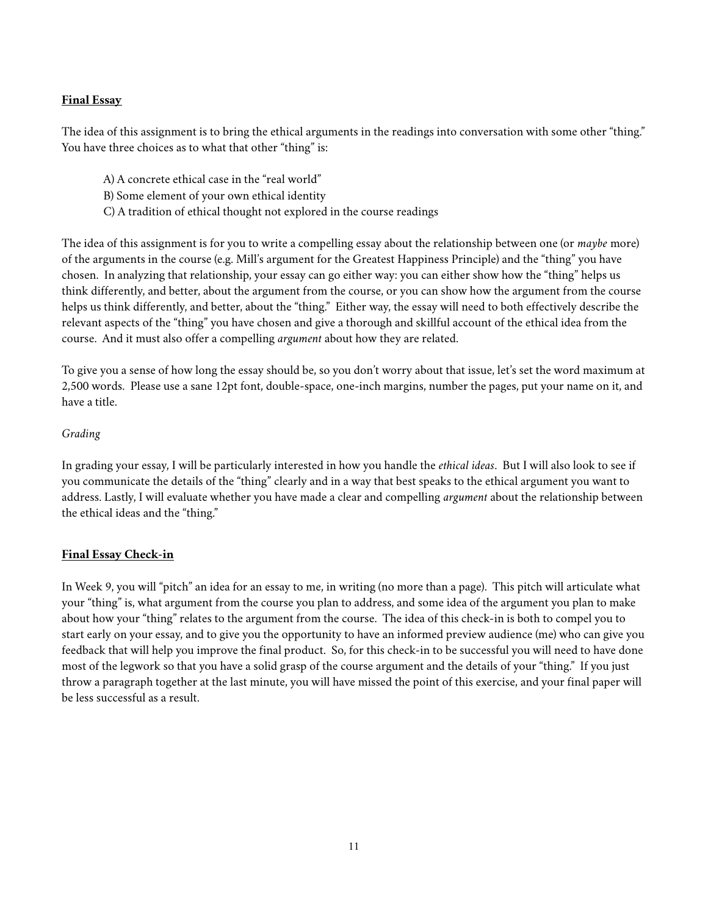**Final Essay**

The idea of this assignment is to bring the ethical arguments in the readings into conversation with some other "thing." You have three choices as to what that other "thing" is:

A) A concrete ethical case in the "real world"
B) Some element of your own ethical identity
C) A tradition of ethical thought not explored in the course readings

The idea of this assignment is for you to write a compelling essay about the relationship between one (or *maybe* more) of the arguments in the course (e.g. Mill's argument for the Greatest Happiness Principle) and the "thing" you have chosen. In analyzing that relationship, your essay can go either way: you can either show how the "thing" helps us think differently, and better, about the argument from the course, or you can show how the argument from the course helps us think differently, and better, about the "thing." Either way, the essay will need to both effectively describe the relevant aspects of the "thing" you have chosen and give a thorough and skillful account of the ethical idea from the course. And it must also offer a compelling *argument* about how they are related.

To give you a sense of how long the essay should be, so you don't worry about that issue, let's set the word maximum at 2,500 words. Please use a sane 12pt font, double-space, one-inch margins, number the pages, put your name on it, and have a title.

*Grading*

In grading your essay, I will be particularly interested in how you handle the *ethical ideas*. But I will also look to see if you communicate the details of the "thing" clearly and in a way that best speaks to the ethical argument you want to address. Lastly, I will evaluate whether you have made a clear and compelling *argument* about the relationship between the ethical ideas and the "thing."

**Final Essay Check-in**

In Week 9, you will "pitch" an idea for an essay to me, in writing (no more than a page). This pitch will articulate what your "thing" is, what argument from the course you plan to address, and some idea of the argument you plan to make about how your "thing" relates to the argument from the course. The idea of this check-in is both to compel you to start early on your essay, and to give you the opportunity to have an informed preview audience (me) who can give you feedback that will help you improve the final product. So, for this check-in to be successful you will need to have done most of the legwork so that you have a solid grasp of the course argument and the details of your "thing." If you just throw a paragraph together at the last minute, you will have missed the point of this exercise, and your final paper will be less successful as a result.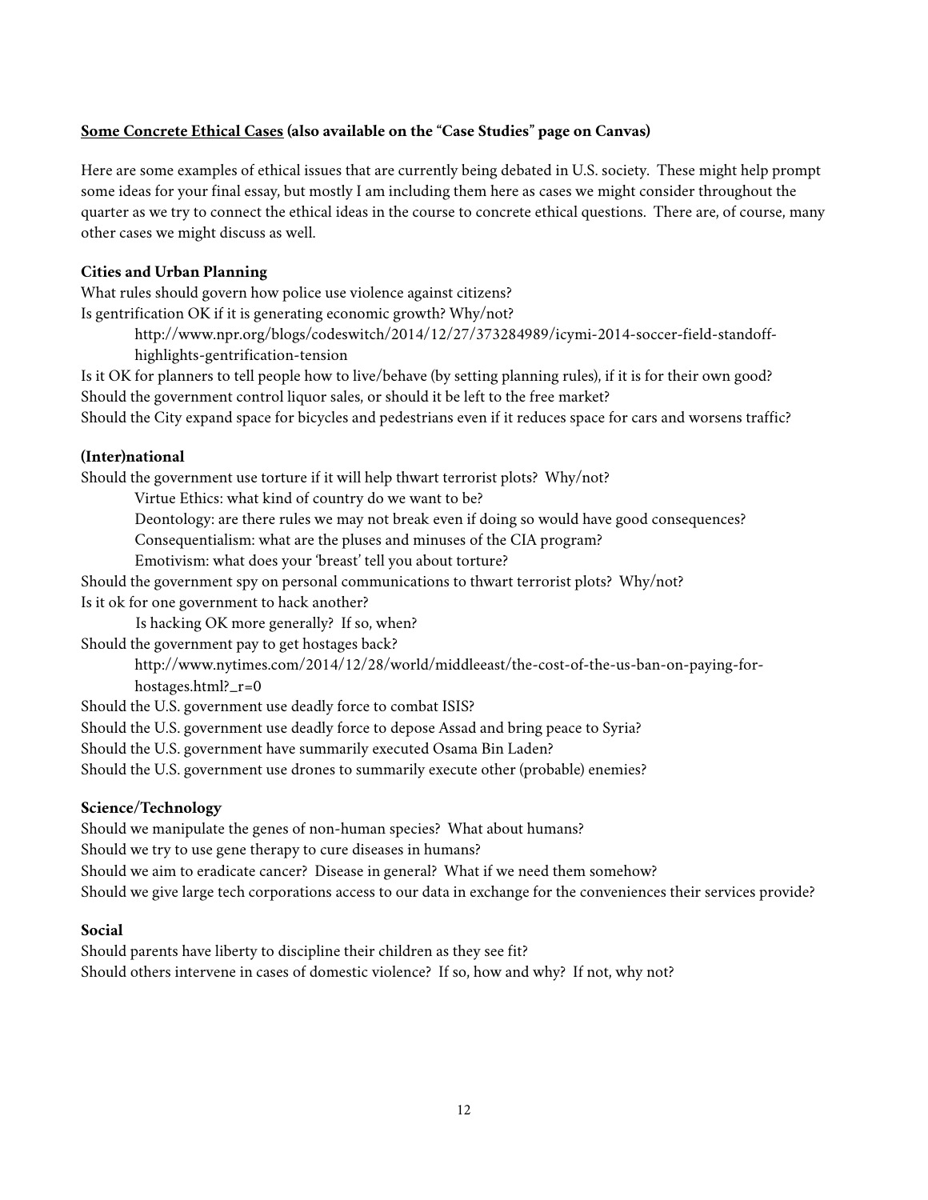**<u>Some Concrete Ethical Cases</u> (also available on the "Case Studies" page on Canvas)**

Here are some examples of ethical issues that are currently being debated in U.S. society. These might help prompt some ideas for your final essay, but mostly I am including them here as cases we might consider throughout the quarter as we try to connect the ethical ideas in the course to concrete ethical questions. There are, of course, many other cases we might discuss as well.

**Cities and Urban Planning**

What rules should govern how police use violence against citizens?
Is gentrification OK if it is generating economic growth? Why/not?

> http://www.npr.org/blogs/codeswitch/2014/12/27/373284989/icymi-2014-soccer-field-standoff-highlights-gentrification-tension

Is it OK for planners to tell people how to live/behave (by setting planning rules), if it is for their own good?
Should the government control liquor sales, or should it be left to the free market?
Should the City expand space for bicycles and pedestrians even if it reduces space for cars and worsens traffic?

**(Inter)national**

Should the government use torture if it will help thwart terrorist plots? Why/not?

> Virtue Ethics: what kind of country do we want to be?
> Deontology: are there rules we may not break even if doing so would have good consequences?
> Consequentialism: what are the pluses and minuses of the CIA program?
> Emotivism: what does your 'breast' tell you about torture?

Should the government spy on personal communications to thwart terrorist plots? Why/not?
Is it ok for one government to hack another?

> Is hacking OK more generally? If so, when?

Should the government pay to get hostages back?

> http://www.nytimes.com/2014/12/28/world/middleeast/the-cost-of-the-us-ban-on-paying-for-hostages.html?_r=0

Should the U.S. government use deadly force to combat ISIS?
Should the U.S. government use deadly force to depose Assad and bring peace to Syria?
Should the U.S. government have summarily executed Osama Bin Laden?
Should the U.S. government use drones to summarily execute other (probable) enemies?

**Science/Technology**

Should we manipulate the genes of non-human species? What about humans?
Should we try to use gene therapy to cure diseases in humans?
Should we aim to eradicate cancer? Disease in general? What if we need them somehow?
Should we give large tech corporations access to our data in exchange for the conveniences their services provide?

**Social**

Should parents have liberty to discipline their children as they see fit?
Should others intervene in cases of domestic violence? If so, how and why? If not, why not?